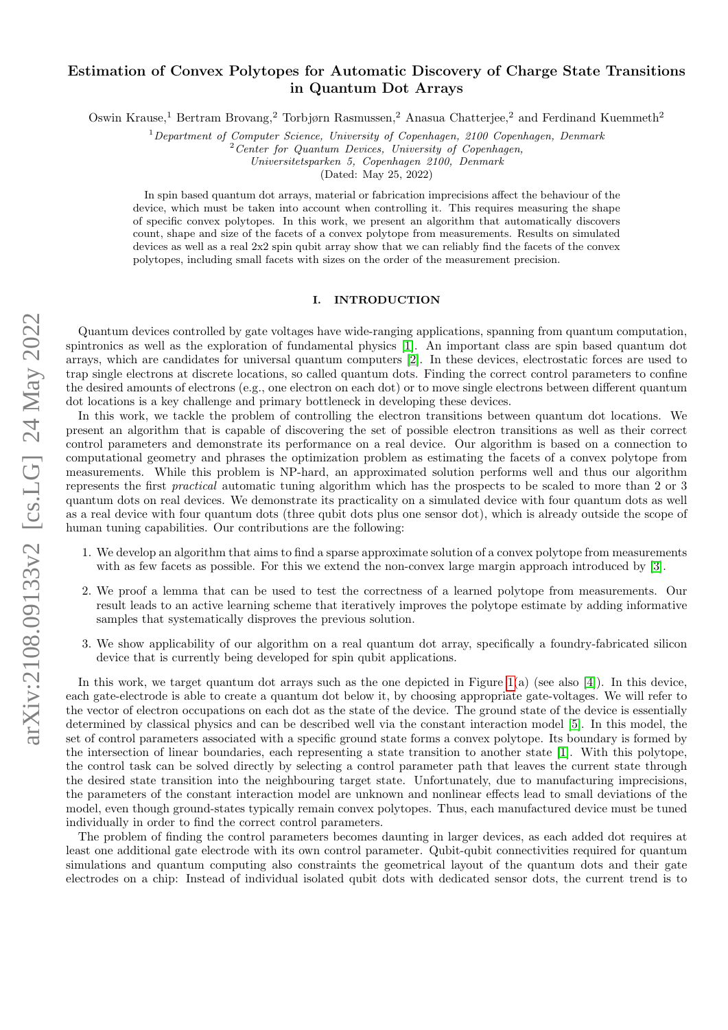# Estimation of Convex Polytopes for Automatic Discovery of Charge State Transitions in Quantum Dot Arrays

Oswin Krause,[1] Bertram Brovang,[2] Torbjørn Rasmussen,[2] Anasua Chatterjee,[2] and Ferdinand Kuemmeth[2]

[1] *Department of Computer Science, University of Copenhagen, 2100 Copenhagen, Denmark*
[2] *Center for Quantum Devices, University of Copenhagen, Universitetsparken 5, Copenhagen 2100, Denmark*

(Dated: May 25, 2022)

In spin based quantum dot arrays, material or fabrication imprecisions affect the behaviour of the device, which must be taken into account when controlling it. This requires measuring the shape of specific convex polytopes. In this work, we present an algorithm that automatically discovers count, shape and size of the facets of a convex polytope from measurements. Results on simulated devices as well as a real 2x2 spin qubit array show that we can reliably find the facets of the convex polytopes, including small facets with sizes on the order of the measurement precision.

## I. INTRODUCTION

Quantum devices controlled by gate voltages have wide-ranging applications, spanning from quantum computation, spintronics as well as the exploration of fundamental physics [1]. An important class are spin based quantum dot arrays, which are candidates for universal quantum computers [2]. In these devices, electrostatic forces are used to trap single electrons at discrete locations, so called quantum dots. Finding the correct control parameters to confine the desired amounts of electrons (e.g., one electron on each dot) or to move single electrons between different quantum dot locations is a key challenge and primary bottleneck in developing these devices.

In this work, we tackle the problem of controlling the electron transitions between quantum dot locations. We present an algorithm that is capable of discovering the set of possible electron transitions as well as their correct control parameters and demonstrate its performance on a real device. Our algorithm is based on a connection to computational geometry and phrases the optimization problem as estimating the facets of a convex polytope from measurements. While this problem is NP-hard, an approximated solution performs well and thus our algorithm represents the first *practical* automatic tuning algorithm which has the prospects to be scaled to more than 2 or 3 quantum dots on real devices. We demonstrate its practicality on a simulated device with four quantum dots as well as a real device with four quantum dots (three qubit dots plus one sensor dot), which is already outside the scope of human tuning capabilities. Our contributions are the following:

1. We develop an algorithm that aims to find a sparse approximate solution of a convex polytope from measurements with as few facets as possible. For this we extend the non-convex large margin approach introduced by [3].
2. We proof a lemma that can be used to test the correctness of a learned polytope from measurements. Our result leads to an active learning scheme that iteratively improves the polytope estimate by adding informative samples that systematically disproves the previous solution.
3. We show applicability of our algorithm on a real quantum dot array, specifically a foundry-fabricated silicon device that is currently being developed for spin qubit applications.

In this work, we target quantum dot arrays such as the one depicted in Figure 1(a) (see also [4]). In this device, each gate-electrode is able to create a quantum dot below it, by choosing appropriate gate-voltages. We will refer to the vector of electron occupations on each dot as the state of the device. The ground state of the device is essentially determined by classical physics and can be described well via the constant interaction model [5]. In this model, the set of control parameters associated with a specific ground state forms a convex polytope. Its boundary is formed by the intersection of linear boundaries, each representing a state transition to another state [1]. With this polytope, the control task can be solved directly by selecting a control parameter path that leaves the current state through the desired state transition into the neighbouring target state. Unfortunately, due to manufacturing imprecisions, the parameters of the constant interaction model are unknown and nonlinear effects lead to small deviations of the model, even though ground-states typically remain convex polytopes. Thus, each manufactured device must be tuned individually in order to find the correct control parameters.

The problem of finding the control parameters becomes daunting in larger devices, as each added dot requires at least one additional gate electrode with its own control parameter. Qubit-qubit connectivities required for quantum simulations and quantum computing also constraints the geometrical layout of the quantum dots and their gate electrodes on a chip: Instead of individual isolated qubit dots with dedicated sensor dots, the current trend is to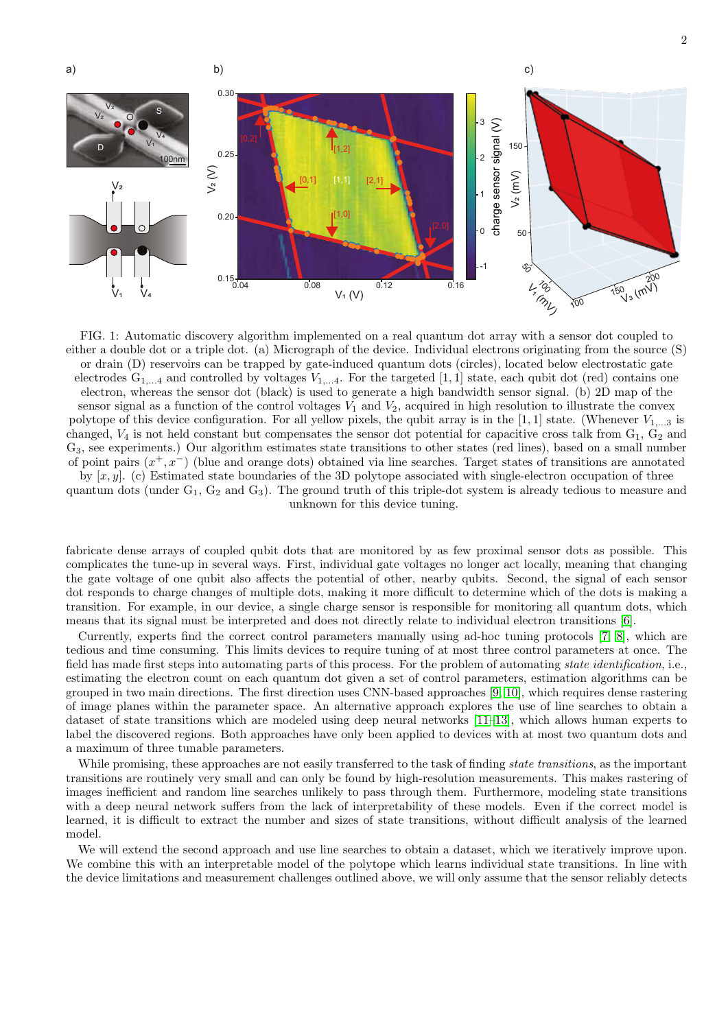FIG. 1: Automatic discovery algorithm implemented on a real quantum dot array with a sensor dot coupled to either a double dot or a triple dot. (a) Micrograph of the device. Individual electrons originating from the source (S) or drain (D) reservoirs can be trapped by gate-induced quantum dots (circles), located below electrostatic gate electrodes $G_{1,\dots,4}$ and controlled by voltages $V_{1,\dots,4}$. For the targeted $[1,1]$ state, each qubit dot (red) contains one electron, whereas the sensor dot (black) is used to generate a high bandwidth sensor signal. (b) 2D map of the sensor signal as a function of the control voltages $V_1$ and $V_2$, acquired in high resolution to illustrate the convex polytope of this device configuration. For all yellow pixels, the qubit array is in the $[1,1]$ state. (Whenever $V_{1,\dots,3}$ is changed, $V_4$ is not held constant but compensates the sensor dot potential for capacitive cross talk from $G_1$, $G_2$ and $G_3$, see experiments.) Our algorithm estimates state transitions to other states (red lines), based on a small number of point pairs $(x^+, x^-)$ (blue and orange dots) obtained via line searches. Target states of transitions are annotated by $[x, y]$. (c) Estimated state boundaries of the 3D polytope associated with single-electron occupation of three quantum dots (under $G_1$, $G_2$ and $G_3$). The ground truth of this triple-dot system is already tedious to measure and unknown for this device tuning.

fabricate dense arrays of coupled qubit dots that are monitored by as few proximal sensor dots as possible. This complicates the tune-up in several ways. First, individual gate voltages no longer act locally, meaning that changing the gate voltage of one qubit also affects the potential of other, nearby qubits. Second, the signal of each sensor dot responds to charge changes of multiple dots, making it more difficult to determine which of the dots is making a transition. For example, in our device, a single charge sensor is responsible for monitoring all quantum dots, which means that its signal must be interpreted and does not directly relate to individual electron transitions [6].

Currently, experts find the correct control parameters manually using ad-hoc tuning protocols [7, 8], which are tedious and time consuming. This limits devices to require tuning of at most three control parameters at once. The field has made first steps into automating parts of this process. For the problem of automating *state identification*, i.e., estimating the electron count on each quantum dot given a set of control parameters, estimation algorithms can be grouped in two main directions. The first direction uses CNN-based approaches [9, 10], which requires dense rastering of image planes within the parameter space. An alternative approach explores the use of line searches to obtain a dataset of state transitions which are modeled using deep neural networks [11–13], which allows human experts to label the discovered regions. Both approaches have only been applied to devices with at most two quantum dots and a maximum of three tunable parameters.

While promising, these approaches are not easily transferred to the task of finding *state transitions*, as the important transitions are routinely very small and can only be found by high-resolution measurements. This makes rastering of images inefficient and random line searches unlikely to pass through them. Furthermore, modeling state transitions with a deep neural suffers from the lack of interpretability of these models. Even if the correct model is learned, it is difficult to extract the number and sizes of state transitions, without difficult analysis of the learned model.

We will extend the second approach and use line searches to obtain a dataset, which we iteratively improve upon. We combine this with an interpretable model of the polytope which learns individual state transitions. In line with the device limitations and measurement challenges outlined above, we will only assume that the sensor reliably detects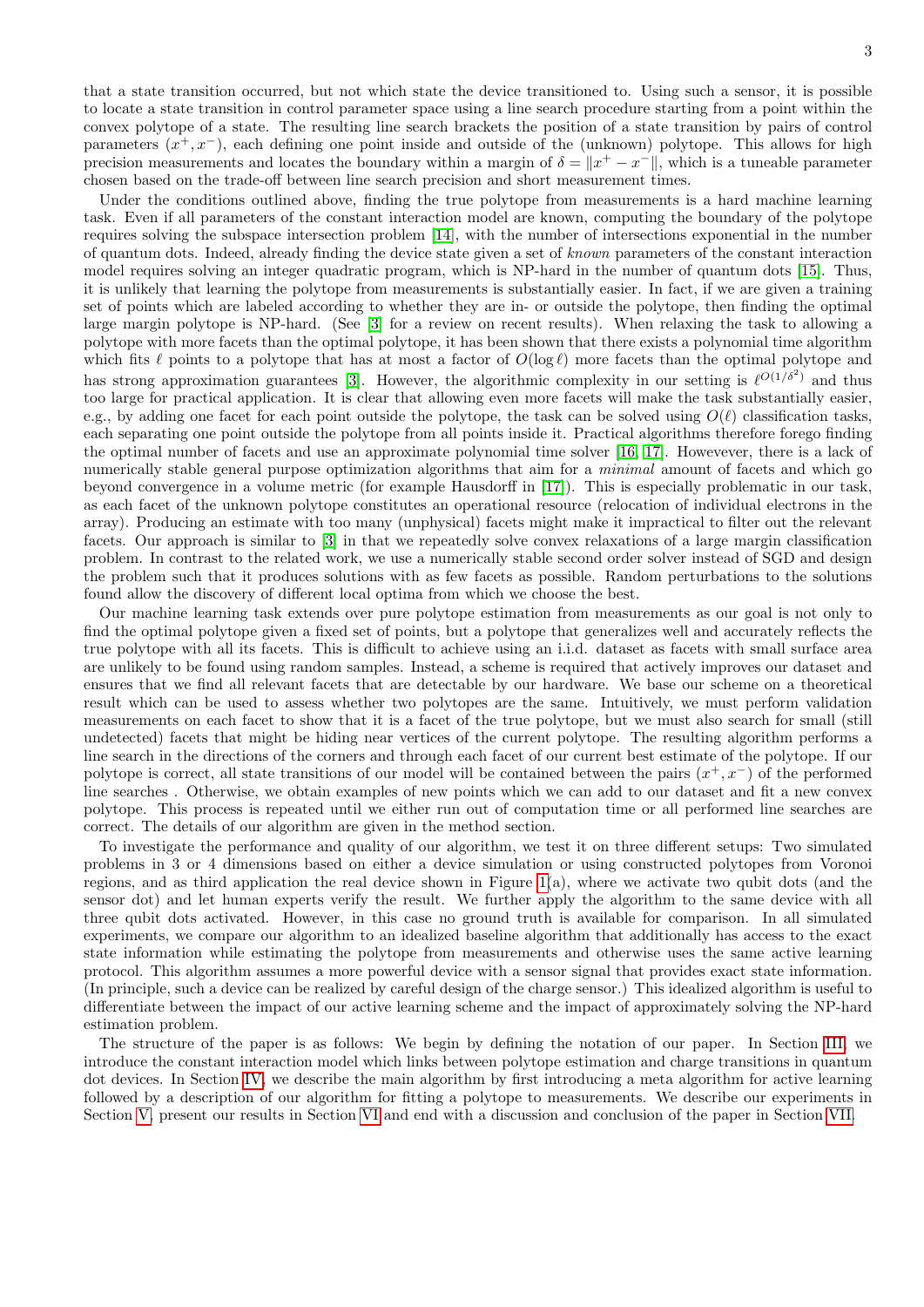that a state transition occurred, but not which state the device transitioned to. Using such a sensor, it is possible to locate a state transition in control parameter space using a line search procedure starting from a point within the convex polytope of a state. The resulting line search brackets the position of a state transition by pairs of control parameters $(x^+, x^-)$, each defining one point inside and outside of the (unknown) polytope. This allows for high precision measurements and locates the boundary within a margin of $\delta = \|x^+ - x^-\|$, which is a tuneable parameter chosen based on the trade-off between line search precision and short measurement times.

Under the conditions outlined above, finding the true polytope from measurements is a hard machine learning task. Even if all parameters of the constant interaction model are known, computing the boundary of the polytope requires solving the subspace intersection problem [14], with the number of intersections exponential in the number of quantum dots. Indeed, already finding the device state given a set of *known* parameters of the constant interaction model requires solving an integer quadratic program, which is NP-hard in the number of quantum dots [15]. Thus, it is unlikely that learning the polytope from measurements is substantially easier. In fact, if we are given a training set of points which are labeled according to whether they are in- or outside the polytope, then finding the optimal large margin polytope is NP-hard. (See [3] for a review on recent results). When relaxing the task to allowing a polytope with more facets than the optimal polytope, it has been shown that there exists a polynomial time algorithm which fits $\ell$ points to a polytope that has at most a factor of $O(\log \ell)$ more facets than the optimal polytope and has strong approximation guarantees [3]. However, the algorithmic complexity in our setting is $\ell^{O(1/\delta^2)}$ and thus too large for practical application. It is clear that allowing even more facets will make the task substantially easier, e.g., by adding one facet for each point outside the polytope, the task can be solved using $O(\ell)$ classification tasks, each separating one point outside the polytope from all points inside it. Practical algorithms therefore forego finding the optimal number of facets and use an approximate polynomial time solver [16, 17]. Howevever, there is a lack of numerically stable general purpose optimization algorithms that aim for a *minimal* amount of facets and which go beyond convergence in a volume metric (for example Hausdorff in [17]). This is especially problematic in our task, as each facet of the unknown polytope constitutes an operational resource (relocation of individual electrons in the array). Producing an estimate with too many (unphysical) facets might make it impractical to filter out the relevant facets. Our approach is similar to [3] in that we repeatedly solve convex relaxations of a large margin classification problem. In contrast to the related work, we use a numerically stable second order solver instead of SGD and design the problem such that it produces solutions with as few facets as possible. Random perturbations to the solutions found allow the discovery of different local optima from which we choose the best.

Our machine learning task extends over pure polytope estimation from measurements as our goal is not only to find the optimal polytope given a fixed set of points, but a polytope that generalizes well and accurately reflects the true polytope with all its facets. This is difficult to achieve using an i.i.d. dataset as facets with small surface area are unlikely to be found using random samples. Instead, a scheme is required that actively improves our dataset and ensures that we find all relevant facets that are detectable by our hardware. We base our scheme on a theoretical result which can be used to assess whether two polytopes are the same. Intuitively, we must perform validation measurements on each facet to show that it is a facet of the true polytope, but we must also search for small (still undetected) facets that might be hiding near vertices of the current polytope. The resulting algorithm performs a line search in the directions of the corners and through each facet of our current best estimate of the polytope. If our polytope is correct, all state transitions of our model will be contained between the pairs $(x^+, x^-)$ of the performed line searches . Otherwise, we obtain examples of new points which we can add to our dataset and fit a new convex polytope. This process is repeated until we either run out of computation time or all performed line searches are correct. The details of our algorithm are given in the method section.

To investigate the performance and quality of our algorithm, we test it on three different setups: Two simulated problems in 3 or 4 dimensions based on either a device simulation or using constructed polytopes from Voronoi regions, and as third application the real device shown in Figure 1(a), where we activate two qubit dots (and the sensor dot) and let human experts verify the result. We further apply the algorithm to the same device with all three qubit dots activated. However, in this case no ground truth is available for comparison. In all simulated experiments, we compare our algorithm to an idealized baseline algorithm that additionally has access to the exact state information while estimating the polytope from measurements and otherwise uses the same active learning protocol. This algorithm assumes a more powerful device with a sensor signal that provides exact state information. (In principle, such a device can be realized by careful design of the charge sensor.) This idealized algorithm is useful to differentiate between the impact of our active learning scheme and the impact of approximately solving the NP-hard estimation problem.

The structure of the paper is as follows: We begin by defining the notation of our paper. In Section III, we introduce the constant interaction model which links between polytope estimation and charge transitions in quantum dot devices. In Section IV, we describe the main algorithm by first introducing a meta algorithm for active learning followed by a description of our algorithm for fitting a polytope to measurements. We describe our experiments in Section V, present our results in Section VI and end with a discussion and conclusion of the paper in Section VII.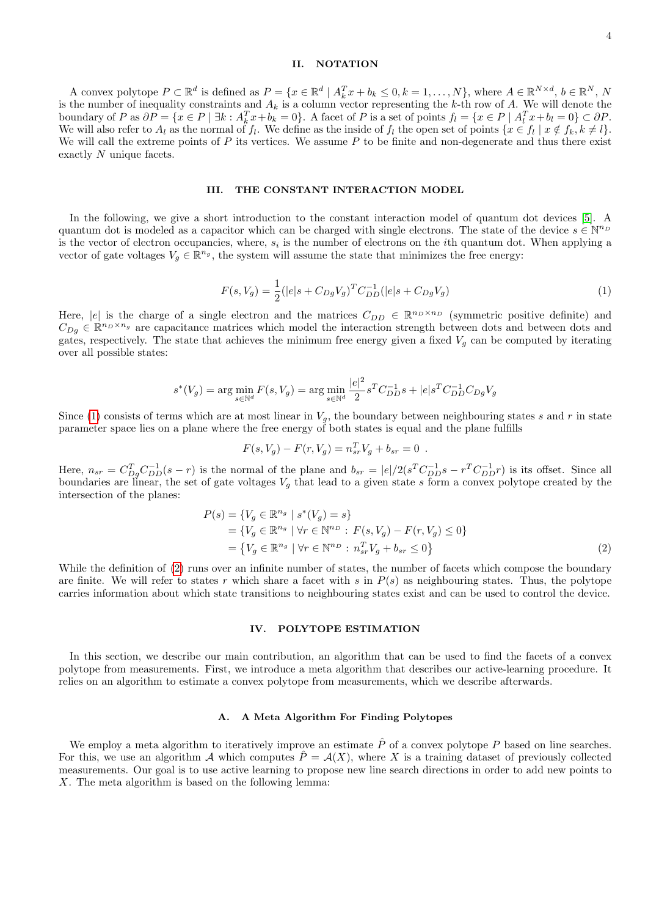## II. NOTATION

A convex polytope $P \subset \mathbb{R}^d$ is defined as $P = \{x \in \mathbb{R}^d \mid A_k^T x + b_k \leq 0, k = 1, \dots, N\}$, where $A \in \mathbb{R}^{N \times d}$, $b \in \mathbb{R}^N$, $N$ is the number of inequality constraints and $A_k$ is a column vector representing the $k$-th row of $A$. We will denote the boundary of $P$ as $\partial P = \{x \in P \mid \exists k : A_k^T x + b_k = 0\}$. A facet of $P$ is a set of points $f_l = \{x \in P \mid A_l^T x + b_l = 0\} \subset \partial P$. We will also refer to $A_l$ as the normal of $f_l$. We define as the inside of $f_l$ the open set of points $\{x \in f_l \mid x \notin f_k, k \neq l\}$. We will call the extreme points of $P$ its vertices. We assume $P$ to be finite and non-degenerate and thus there exist exactly $N$ unique facets.

## III. THE CONSTANT INTERACTION MODEL

In the following, we give a short introduction to the constant interaction model of quantum dot devices [5]. A quantum dot is modeled as a capacitor which can be charged with single electrons. The state of the device $s \in \mathbb{N}^{n_D}$ is the vector of electron occupancies, where, $s_i$ is the number of electrons on the $i$th quantum dot. When applying a vector of gate voltages $V_g \in \mathbb{R}^{n_g}$, the system will assume the state that minimizes the free energy:

$$F(s, V_g) = \frac{1}{2}(|e|s + C_{Dg}V_g)^T C_{DD}^{-1}(|e|s + C_{Dg}V_g) \tag{1}$$

Here, $|e|$ is the charge of a single electron and the matrices $C_{DD} \in \mathbb{R}^{n_D \times n_D}$ (symmetric positive definite) and $C_{Dg} \in \mathbb{R}^{n_D \times n_g}$ are capacitance matrices which model the interaction strength between dots and between dots and gates, respectively. The state that achieves the minimum free energy given a fixed $V_g$ can be computed by iterating over all possible states:

$$s^*(V_g) = \arg\min_{s \in \mathbb{N}^d} F(s, V_g) = \arg\min_{s \in \mathbb{N}^d} \frac{|e|^2}{2} s^T C_{DD}^{-1} s + |e| s^T C_{DD}^{-1} C_{Dg} V_g$$

Since (1) consists of terms which are at most linear in $V_g$, the boundary between neighbouring states $s$ and $r$ in state parameter space lies on a plane where the free energy of both states is equal and the plane fulfills

$$F(s, V_g) - F(r, V_g) = n_{sr}^T V_g + b_{sr} = 0 \ .$$

Here, $n_{sr} = C_{Dg}^T C_{DD}^{-1}(s - r)$ is the normal of the plane and $b_{sr} = |e|/2(s^T C_{DD}^{-1} s - r^T C_{DD}^{-1} r)$ is its offset. Since all boundaries are linear, the set of gate voltages $V_g$ that lead to a given state $s$ form a convex polytope created by the intersection of the planes:

$$\begin{aligned}
P(s) &= \{V_g \in \mathbb{R}^{n_g} \mid s^*(V_g) = s\} \\
&= \{V_g \in \mathbb{R}^{n_g} \mid \forall r \in \mathbb{N}^{n_D} : F(s, V_g) - F(r, V_g) \leq 0\} \\
&= \left\{V_g \in \mathbb{R}^{n_g} \mid \forall r \in \mathbb{N}^{n_D} : n_{sr}^T V_g + b_{sr} \leq 0\right\}
\end{aligned} \tag{2}$$

While the definition of (2) runs over an infinite number of states, the number of facets which compose the boundary are finite. We will refer to states $r$ which share a facet with $s$ in $P(s)$ as neighbouring states. Thus, the polytope carries information about which state transitions to neighbouring states exist and can be used to control the device.

## IV. POLYTOPE ESTIMATION

In this section, we describe our main contribution, an algorithm that can be used to find the facets of a convex polytope from measurements. First, we introduce a meta algorithm that describes our active-learning procedure. It relies on an algorithm to estimate a convex polytope from measurements, which we describe afterwards.

### A. A Meta Algorithm For Finding Polytopes

We employ a meta algorithm to iteratively improve an estimate $\hat{P}$ of a convex polytope $P$ based on line searches. For this, we use an algorithm $\mathcal{A}$ which computes $\hat{P} = \mathcal{A}(X)$, where $X$ is a training dataset of previously collected measurements. Our goal is to use active learning to propose new line search directions in order to add new points to $X$. The meta algorithm is based on the following lemma: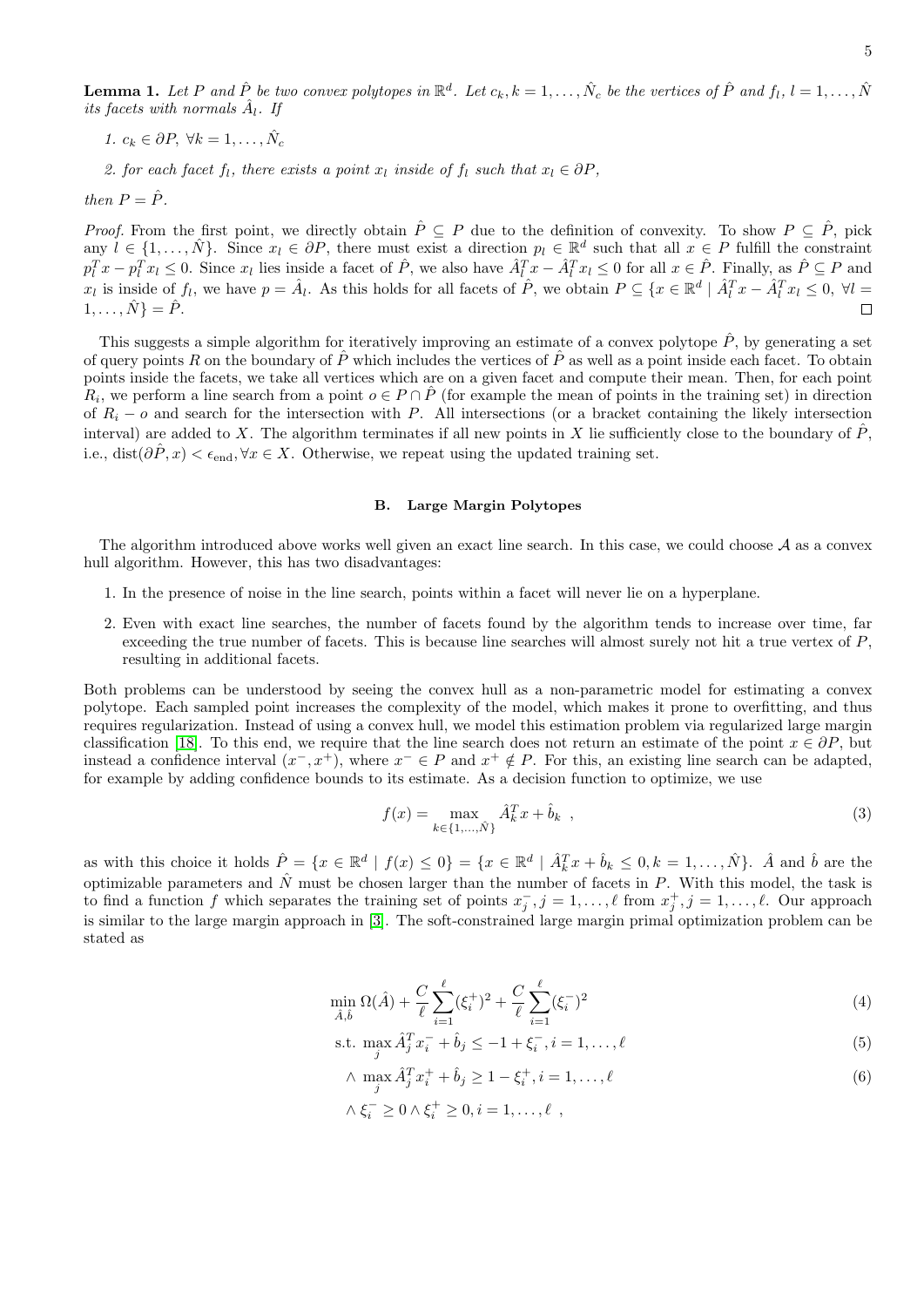**Lemma 1.** *Let $P$ and $\hat{P}$ be two convex polytopes in $\mathbb{R}^d$. Let $c_k, k = 1, \dots, \hat{N}_c$ be the vertices of $\hat{P}$ and $f_l$, $l = 1, \dots, \hat{N}$ its facets with normals $\hat{A}_l$. If*

1. *$c_k \in \partial P,\ \forall k = 1, \dots, \hat{N}_c$*
2. *for each facet $f_l$, there exists a point $x_l$ inside of $f_l$ such that $x_l \in \partial P$,*

*then $P = \hat{P}$.*

*Proof.* From the first point, we directly obtain $\hat{P} \subseteq P$ due to the definition of convexity. To show $P \subseteq \hat{P}$, pick any $l \in \{1, \dots, \hat{N}\}$. Since $x_l \in \partial P$, there must exist a direction $p_l \in \mathbb{R}^d$ such that all $x \in P$ fulfill the constraint $p_l^T x - p_l^T x_l \leq 0$. Since $x_l$ lies inside a facet of $\hat{P}$, we also have $\hat{A}_l^T x - \hat{A}_l^T x_l \leq 0$ for all $x \in \hat{P}$. Finally, as $\hat{P} \subseteq P$ and $x_l$ is inside of $f_l$, we have $p = \hat{A}_l$. As this holds for all facets of $\hat{P}$, we obtain $P \subseteq \{x \in \mathbb{R}^d \mid \hat{A}_l^T x - \hat{A}_l^T x_l \leq 0,\ \forall l = 1, \dots, \hat{N}\} = \hat{P}$. ∎

This suggests a simple algorithm for iteratively improving an estimate of a convex polytope $\hat{P}$, by generating a set of query points $R$ on the boundary of $\hat{P}$ which includes the vertices of $\hat{P}$ as well as a point inside each facet. To obtain points inside the facets, we take all vertices which are on a given facet and compute their mean. Then, for each point $R_i$, we perform a line search from a point $o \in P \cap \hat{P}$ (for example the mean of points in the training set) in direction of $R_i - o$ and search for the intersection with $P$. All intersections (or a bracket containing the likely intersection interval) are added to $X$. The algorithm terminates if all new points in $X$ lie sufficiently close to the boundary of $\hat{P}$, i.e., $\text{dist}(\partial\hat{P}, x) < \epsilon_{\text{end}}, \forall x \in X$. Otherwise, we repeat using the updated training set.

### B. Large Margin Polytopes

The algorithm introduced above works well given an exact line search. In this case, we could choose $\mathcal{A}$ as a convex hull algorithm. However, this has two disadvantages:

1. In the presence of noise in the line search, points within a facet will never lie on a hyperplane.
2. Even with exact line searches, the number of facets found by the algorithm tends to increase over time, far exceeding the true number of facets. This is because line searches will almost surely not hit a true vertex of $P$, resulting in additional facets.

Both problems can be understood by seeing the convex hull as a non-parametric model for estimating a convex polytope. Each sampled point increases the complexity of the model, which makes it prone to overfitting, and thus requires regularization. Instead of using a convex hull, we model this estimation problem via regularized large margin classification [18]. To this end, we require that the line search does not return an estimate of the point $x \in \partial P$, but instead a confidence interval $(x^-, x^+)$, where $x^- \in P$ and $x^+ \notin P$. For this, an existing line search can be adapted, for example by adding confidence bounds to its estimate. As a decision function to optimize, we use

$$f(x) = \max_{k \in \{1, \dots, \hat{N}\}} \hat{A}_k^T x + \hat{b}_k \ , \tag{3}$$

as with this choice it holds $\hat{P} = \{x \in \mathbb{R}^d \mid f(x) \leq 0\} = \{x \in \mathbb{R}^d \mid \hat{A}_k^T x + \hat{b}_k \leq 0, k = 1, \dots, \hat{N}\}$. $\hat{A}$ and $\hat{b}$ are the optimizable parameters and $\hat{N}$ must be chosen larger than the number of facets in $P$. With this model, the task is to find a function $f$ which separates the training set of points $x_j^-, j = 1, \dots, \ell$ from $x_j^+, j = 1, \dots, \ell$. Our approach is similar to the large margin approach in [3]. The soft-constrained large margin primal optimization problem can be stated as

$$\min_{\hat{A}, \hat{b}} \Omega(\hat{A}) + \frac{C}{\ell}\sum_{i=1}^{\ell}(\xi_i^+)^2 + \frac{C}{\ell}\sum_{i=1}^{\ell}(\xi_i^-)^2 \tag{4}$$

$$\text{s.t. } \max_j \hat{A}_j^T x_i^- + \hat{b}_j \leq -1 + \xi_i^-, i = 1, \dots, \ell \tag{5}$$

$$\wedge \ \max_j \hat{A}_j^T x_i^+ + \hat{b}_j \geq 1 - \xi_i^+, i = 1, \dots, \ell \tag{6}$$

$$\wedge \ \xi_i^- \geq 0 \wedge \xi_i^+ \geq 0, i = 1, \dots, \ell \ ,$$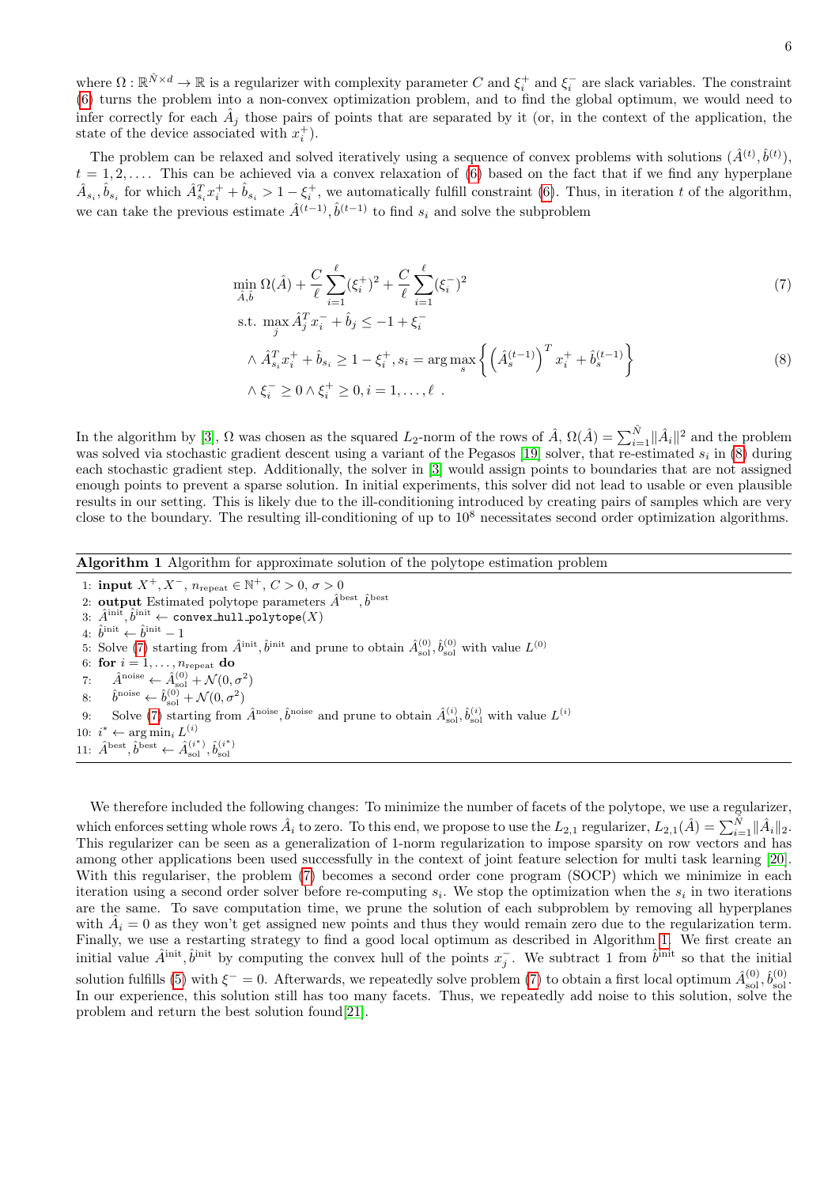where $\Omega : \mathbb{R}^{\hat{N}\times d} \rightarrow \mathbb{R}$ is a regularizer with complexity parameter $C$ and $\xi_i^+$ and $\xi_i^-$ are slack variables. The constraint (6) turns the problem into a non-convex optimization problem, and to find the global optimum, we would need to infer correctly for each $\hat{A}_j$ those pairs of points that are separated by it (or, in the context of the application, the state of the device associated with $x_i^+$).

The problem can be relaxed and solved iteratively using a sequence of convex problems with solutions $(\hat{A}^{(t)}, \hat{b}^{(t)})$, $t = 1, 2, \ldots$. This can be achieved via a convex relaxation of (6) based on the fact that if we find any hyperplane $\hat{A}_{s_i}, \hat{b}_{s_i}$ for which $\hat{A}_{s_i}^T x_i^+ + \hat{b}_{s_i} > 1 - \xi_i^+$, we automatically fulfill constraint (6). Thus, in iteration $t$ of the algorithm, we can take the previous estimate $\hat{A}^{(t-1)}, \hat{b}^{(t-1)}$ to find $s_i$ and solve the subproblem

$$
\min_{\hat{A},\hat{b}} \Omega(\hat{A}) + \frac{C}{\ell}\sum_{i=1}^{\ell}(\xi_i^+)^2 + \frac{C}{\ell}\sum_{i=1}^{\ell}(\xi_i^-)^2 \tag{7}
$$

$$
\begin{aligned}
\text{s.t. } & \max_j \hat{A}_j^T x_i^- + \hat{b}_j \leq -1 + \xi_i^- \\
& \wedge \hat{A}_{s_i}^T x_i^+ + \hat{b}_{s_i} \geq 1 - \xi_i^+, s_i = \arg\max_s \left\{ \left(\hat{A}_s^{(t-1)}\right)^T x_i^+ + \hat{b}_s^{(t-1)} \right\} \\
& \wedge \xi_i^- \geq 0 \wedge \xi_i^+ \geq 0, i = 1, \ldots, \ell \ .
\end{aligned} \tag{8}
$$

In the algorithm by [3], $\Omega$ was chosen as the squared $L_2$-norm of the rows of $\hat{A}$, $\Omega(\hat{A}) = \sum_{i=1}^{\hat{N}} \|\hat{A}_i\|^2$ and the problem was solved via stochastic gradient descent using a variant of the Pegasos [19] solver, that re-estimated $s_i$ in (8) during each stochastic gradient step. Additionally, the solver in [3] would assign points to boundaries that are not assigned enough points to prevent a sparse solution. In initial experiments, this solver did not lead to usable or even plausible results in our setting. This is likely due to the ill-conditioning introduced by creating pairs of samples which are very close to the boundary. The resulting ill-conditioning of up to $10^8$ necessitates second order optimization algorithms.

**Algorithm 1** Algorithm for approximate solution of the polytope estimation problem

1: **input** $X^+, X^-$, $n_{\text{repeat}} \in \mathbb{N}^+$, $C > 0$, $\sigma > 0$
2: **output** Estimated polytope parameters $\hat{A}^{\text{best}}, \hat{b}^{\text{best}}$
3: $\hat{A}^{\text{init}}, \hat{b}^{\text{init}} \leftarrow$ `convex_hull_polytope`$(X)$
4: $\hat{b}^{\text{init}} \leftarrow \hat{b}^{\text{init}} - 1$
5: Solve (7) starting from $\hat{A}^{\text{init}}, \hat{b}^{\text{init}}$ and prune to obtain $\hat{A}_{\text{sol}}^{(0)}, \hat{b}_{\text{sol}}^{(0)}$ with value $L^{(0)}$
6: **for** $i = 1, \ldots, n_{\text{repeat}}$ **do**
7: $\quad \hat{A}^{\text{noise}} \leftarrow \hat{A}_{\text{sol}}^{(0)} + \mathcal{N}(0, \sigma^2)$
8: $\quad \hat{b}^{\text{noise}} \leftarrow \hat{b}_{\text{sol}}^{(0)} + \mathcal{N}(0, \sigma^2)$
9: $\quad$ Solve (7) starting from $\hat{A}^{\text{noise}}, \hat{b}^{\text{noise}}$ and prune to obtain $\hat{A}_{\text{sol}}^{(i)}, \hat{b}_{\text{sol}}^{(i)}$ with value $L^{(i)}$
10: $i^* \leftarrow \arg\min_i L^{(i)}$
11: $\hat{A}^{\text{best}}, \hat{b}^{\text{best}} \leftarrow \hat{A}_{\text{sol}}^{(i^*)}, \hat{b}_{\text{sol}}^{(i^*)}$

We therefore included the following changes: To minimize the number of facets of the polytope, we use a regularizer, which enforces setting whole rows $\hat{A}_i$ to zero. To this end, we propose to use the $L_{2,1}$ regularizer, $L_{2,1}(\hat{A}) = \sum_{i=1}^{\hat{N}} \|\hat{A}_i\|_2$. This regularizer can be seen as a generalization of 1-norm regularization to impose sparsity on row vectors and has among other applications been used successfully in the context of joint feature selection for multi task learning [20]. With this regulariser, the problem (7) becomes a second order cone program (SOCP) which we minimize in each iteration using a second order solver before re-computing $s_i$. We stop the optimization when the $s_i$ in two iterations are the same. To save computation time, we prune the solution of each subproblem by removing all hyperplanes with $\hat{A}_i = 0$ as they won't get assigned new points and thus they would remain zero due to the regularization term. Finally, we use a restarting strategy to find a good local optimum as described in Algorithm 1. We first create an initial value $\hat{A}^{\text{init}}, \hat{b}^{\text{init}}$ by computing the convex hull of the points $x_j^-$. We subtract 1 from $\hat{b}^{\text{init}}$ so that the initial solution fulfills (5) with $\xi^- = 0$. Afterwards, we repeatedly solve problem (7) to obtain a first local optimum $\hat{A}_{\text{sol}}^{(0)}, \hat{b}_{\text{sol}}^{(0)}$. In our experience, this solution still has too many facets. Thus, we repeatedly add noise to this solution, solve the problem and return the best solution found[21].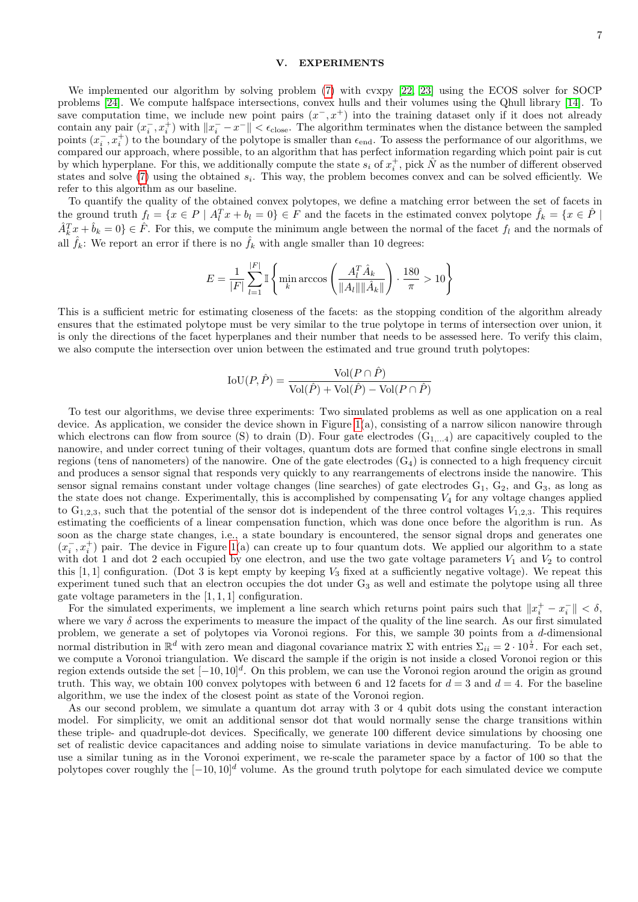## V. EXPERIMENTS

We implemented our algorithm by solving problem (7) with cvxpy [22, 23] using the ECOS solver for SOCP problems [24]. We compute halfspace intersections, convex hulls and their volumes using the Qhull library [14]. To save computation time, we include new point pairs $(x^-, x^+)$ into the training dataset only if it does not already contain any pair $(x_i^-, x_i^+)$ with $\|x_i^- - x^-\| < \epsilon_{\text{close}}$. The algorithm terminates when the distance between the sampled points $(x_i^-, x_i^+)$ to the boundary of the polytope is smaller than $\epsilon_{\text{end}}$. To assess the performance of our algorithms, we compared our approach, where possible, to an algorithm that has perfect information regarding which point pair is cut by which hyperplane. For this, we additionally compute the state $s_i$ of $x_i^+$, pick $\hat{N}$ as the number of different observed states and solve (7) using the obtained $s_i$. This way, the problem becomes convex and can be solved efficiently. We refer to this algorithm as our baseline.

To quantify the quality of the obtained convex polytopes, we define a matching error between the set of facets in the ground truth $f_l = \{x \in P \mid A_l^T x + b_l = 0\} \in F$ and the facets in the estimated convex polytope $\hat{f}_k = \{x \in \hat{P} \mid \hat{A}_k^T x + \hat{b}_k = 0\} \in \hat{F}$. For this, we compute the minimum angle between the normal of the facet $f_l$ and the normals of all $\hat{f}_k$: We report an error if there is no $\hat{f}_k$ with angle smaller than 10 degrees:

$$E = \frac{1}{|F|} \sum_{l=1}^{|F|} \mathbb{I}\left\{ \min_k \arccos\left( \frac{A_l^T \hat{A}_k}{\|A_l\| \|\hat{A}_k\|} \right) \cdot \frac{180}{\pi} > 10 \right\}$$

This is a sufficient metric for estimating closeness of the facets: as the stopping condition of the algorithm already ensures that the estimated polytope must be very similar to the true polytope in terms of intersection over union, it is only the directions of the facet hyperplanes and their number that needs to be assessed here. To verify this claim, we also compute the intersection over union between the estimated and true ground truth polytopes:

$$\text{IoU}(P, \hat{P}) = \frac{\text{Vol}(P \cap \hat{P})}{\text{Vol}(\hat{P}) + \text{Vol}(\hat{P}) - \text{Vol}(P \cap \hat{P})}$$

To test our algorithms, we devise three experiments: Two simulated problems as well as one application on a real device. As application, we consider the device shown in Figure 1(a), consisting of a narrow silicon nanowire through which electrons can flow from source (S) to drain (D). Four gate electrodes ($\text{G}_{1,\ldots 4}$) are capacitively coupled to the nanowire, and under correct tuning of their voltages, quantum dots are formed that confine single electrons in small regions (tens of nanometers) of the nanowire. One of the gate electrodes ($\text{G}_4$) is connected to a high frequency circuit and produces a sensor signal that responds very quickly to any rearrangements of electrons inside the nanowire. This sensor signal remains constant under voltage changes (line searches) of gate electrodes $\text{G}_1$, $\text{G}_2$, and $\text{G}_3$, as long as the state does not change. Experimentally, this is accomplished by compensating $V_4$ for any voltage changes applied to $\text{G}_{1,2,3}$, such that the potential of the sensor dot is independent of the three control voltages $V_{1,2,3}$. This requires estimating the coefficients of a linear compensation function, which was done once before the algorithm is run. As soon as the charge state changes, i.e., a state boundary is encountered, the sensor signal drops and generates one $(x_i^-, x_i^+)$ pair. The device in Figure 1(a) can create up to four quantum dots. We applied our algorithm to a state with dot 1 and dot 2 each occupied by one electron, and use the two gate voltage parameters $V_1$ and $V_2$ to control this $[1, 1]$ configuration. (Dot 3 is kept empty by keeping $V_3$ fixed at a sufficiently negative voltage). We repeat this experiment tuned such that an electron occupies the dot under $\text{G}_3$ as well and estimate the polytope using all three gate voltage parameters in the $[1, 1, 1]$ configuration.

For the simulated experiments, we implement a line search which returns point pairs such that $\|x_i^+ - x_i^-\| < \delta$, where we vary $\delta$ across the experiments to measure the impact of the quality of the line search. As our first simulated problem, we generate a set of polytopes via Voronoi regions. For this, we sample 30 points from a $d$-dimensional normal distribution in $\mathbb{R}^d$ with zero mean and diagonal covariance matrix $\Sigma$ with entries $\Sigma_{ii} = 2 \cdot 10^{\frac{1}{d}}$. For each set, we compute a Voronoi triangulation. We discard the sample if the origin is not inside a closed Voronoi region or this region extends outside the set $[-10, 10]^d$. On this problem, we can use the Voronoi region around the origin as ground truth. This way, we obtain 100 convex polytopes with between 6 and 12 facets for $d = 3$ and $d = 4$. For the baseline algorithm, we use the index of the closest point as state of the Voronoi region.

As our second problem, we simulate a quantum dot array with 3 or 4 qubit dots using the constant interaction model. For simplicity, we omit an additional sensor dot that would normally sense the charge transitions within these triple- and quadruple-dot devices. Specifically, we generate 100 different device simulations by choosing one set of realistic device capacitances and adding noise to simulate variations in device manufacturing. To be able to use a similar tuning as in the Voronoi experiment, we re-scale the parameter space by a factor of 100 so that the polytopes cover roughly the $[-10, 10]^d$ volume. As the ground truth polytope for each simulated device we compute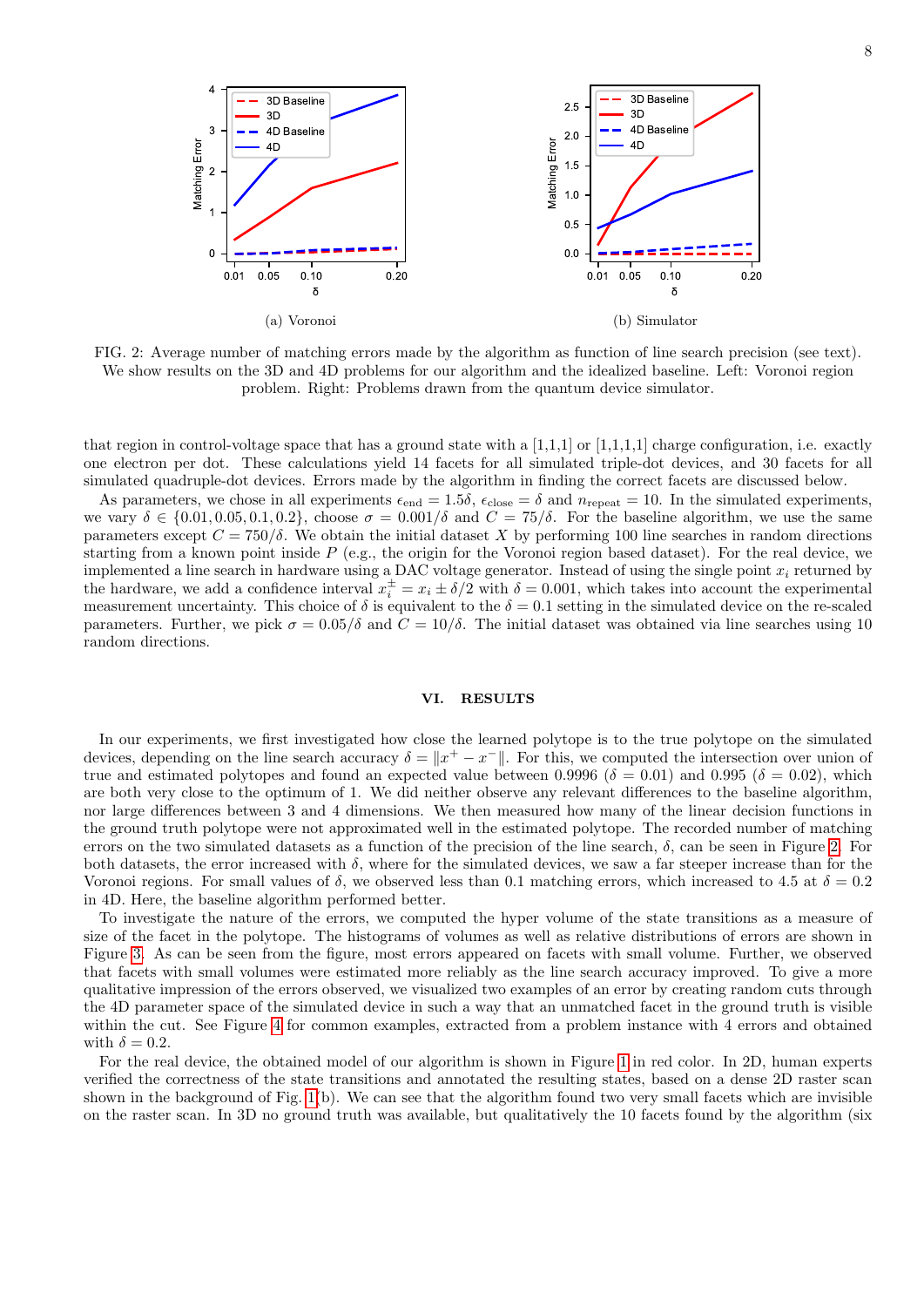(a) Voronoi

(b) Simulator

FIG. 2: Average number of matching errors made by the algorithm as function of line search precision (see text). We show results on the 3D and 4D problems for our algorithm and the idealized baseline. Left: Voronoi region problem. Right: Problems drawn from the quantum device simulator.

that region in control-voltage space that has a ground state with a [1,1,1] or [1,1,1,1] charge configuration, i.e. exactly one electron per dot. These calculations yield 14 facets for all simulated triple-dot devices, and 30 facets for all simulated quadruple-dot devices. Errors made by the algorithm in finding the correct facets are discussed below.

As parameters, we chose in all experiments $\epsilon_{\text{end}} = 1.5\delta$, $\epsilon_{\text{close}} = \delta$ and $n_{\text{repeat}} = 10$. In the simulated experiments, we vary $\delta \in \{0.01, 0.05, 0.1, 0.2\}$, choose $\sigma = 0.001/\delta$ and $C = 75/\delta$. For the baseline algorithm, we use the same parameters except $C = 750/\delta$. We obtain the initial dataset $X$ by performing 100 line searches in random directions starting from a known point inside $P$ (e.g., the origin for the Voronoi region based dataset). For the real device, we implemented a line search in hardware using a DAC voltage generator. Instead of using the single point $x_i$ returned by the hardware, we add a confidence interval $x_i^{\pm} = x_i \pm \delta/2$ with $\delta = 0.001$, which takes into account the experimental measurement uncertainty. This choice of $\delta$ is equivalent to the $\delta = 0.1$ setting in the simulated device on the re-scaled parameters. Further, we pick $\sigma = 0.05/\delta$ and $C = 10/\delta$. The initial dataset was obtained via line searches using 10 random directions.

## VI. RESULTS

In our experiments, we first investigated how close the learned polytope is to the true polytope on the simulated devices, depending on the line search accuracy $\delta = \|x^+ - x^-\|$. For this, we computed the intersection over union of true and estimated polytopes and found an expected value between 0.9996 ($\delta = 0.01$) and 0.995 ($\delta = 0.02$), which are both very close to the optimum of 1. We did neither observe any relevant differences to the baseline algorithm, nor large differences between 3 and 4 dimensions. We then measured how many of the linear decision functions in the ground truth polytope were not approximated well in the estimated polytope. The recorded number of matching errors on the two simulated datasets as a function of the precision of the line search, $\delta$, can be seen in Figure 2. For both datasets, the error increased with $\delta$, where for the simulated devices, we saw a far steeper increase than for the Voronoi regions. For small values of $\delta$, we observed less than 0.1 matching errors, which increased to 4.5 at $\delta = 0.2$ in 4D. Here, the baseline algorithm performed better.

To investigate the nature of the errors, we computed the hyper volume of the state transitions as a measure of size of the facet in the polytope. The histograms of volumes as well as relative distributions of errors are shown in Figure 3. As can be seen from the figure, most errors appeared on facets with small volume. Further, we observed that facets with small volumes were estimated more reliably as the line search accuracy improved. To give a more qualitative impression of the errors observed, we visualized two examples of an error by creating random cuts through the 4D parameter space of the simulated device in such a way that an unmatched facet in the ground truth is visible within the cut. See Figure 4 for common examples, extracted from a problem instance with 4 errors and obtained with $\delta = 0.2$.

For the real device, the obtained model of our algorithm is shown in Figure 1 in red color. In 2D, human experts verified the correctness of the state transitions and annotated the resulting states, based on a dense 2D raster scan shown in the background of Fig. 1(b). We can see that the algorithm found two very small facets which are invisible on the raster scan. In 3D no ground truth was available, but qualitatively the 10 facets found by the algorithm (six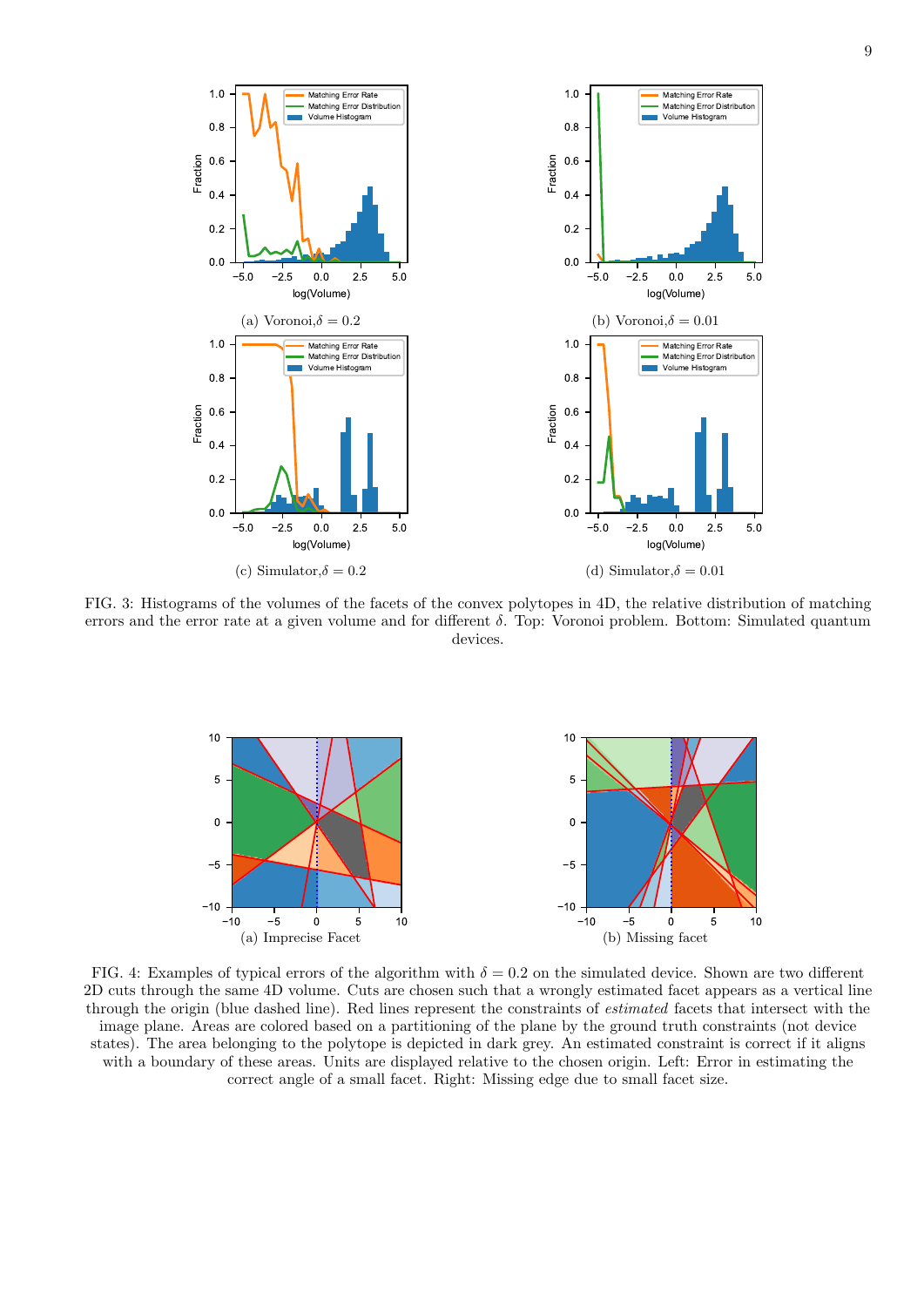(a) Voronoi, $\delta = 0.2$

(b) Voronoi, $\delta = 0.01$

(c) Simulator, $\delta = 0.2$

(d) Simulator, $\delta = 0.01$

FIG. 3: Histograms of the volumes of the facets of the convex polytopes in 4D, the relative distribution of matching errors and the error rate at a given volume and for different $\delta$. Top: Voronoi problem. Bottom: Simulated quantum devices.

(a) Imprecise Facet

(b) Missing facet

FIG. 4: Examples of typical errors of the algorithm with $\delta = 0.2$ on the simulated device. Shown are two different 2D cuts through the same 4D volume. Cuts are chosen such that a wrongly estimated facet appears as a vertical line through the origin (blue dashed line). Red lines represent the constraints of *estimated* facets that intersect with the image plane. Areas are colored based on a partitioning of the plane by the ground truth constraints (not device states). The area belonging to the polytope is depicted in dark grey. An estimated constraint is correct if it aligns with a boundary of these areas. Units are displayed relative to the chosen origin. Left: Error in estimating the correct angle of a small facet. Right: Missing edge due to small facet size.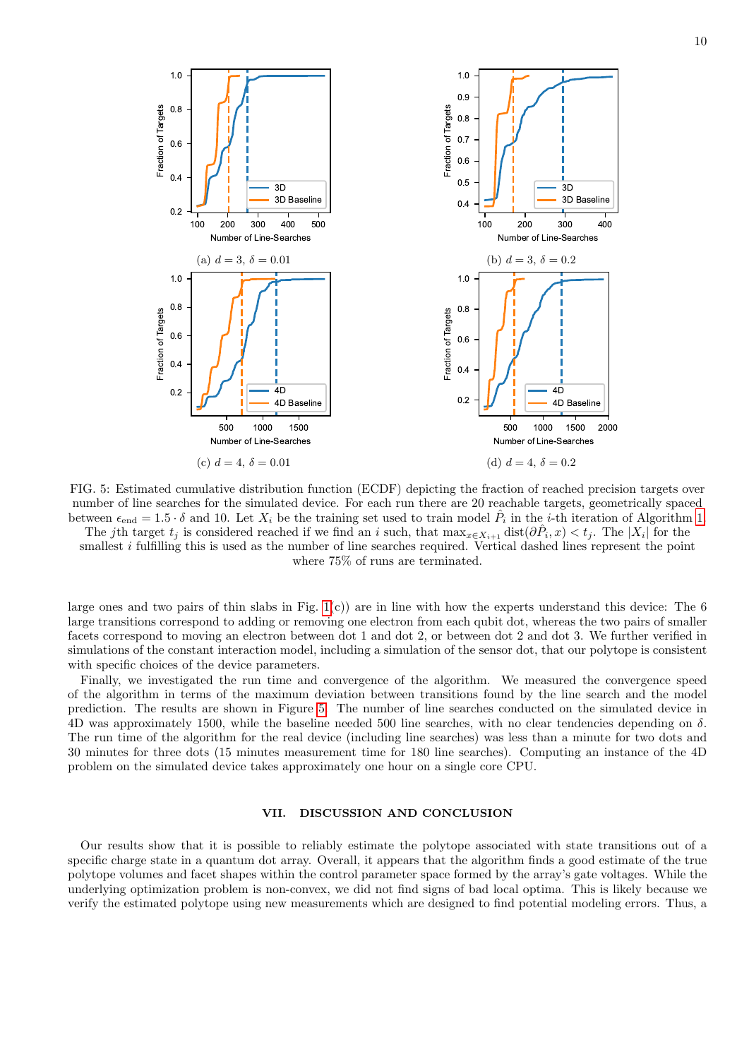(a) $d = 3$, $\delta = 0.01$

(b) $d = 3$, $\delta = 0.2$

(c) $d = 4$, $\delta = 0.01$

(d) $d = 4$, $\delta = 0.2$

FIG. 5: Estimated cumulative distribution function (ECDF) depicting the fraction of reached precision targets over number of line searches for the simulated device. For each run there are 20 reachable targets, geometrically spaced between $\epsilon_{\text{end}} = 1.5 \cdot \delta$ and 10. Let $X_i$ be the training set used to train model $\hat{P}_i$ in the $i$-th iteration of Algorithm 1. The $j$th target $t_j$ is considered reached if we find an $i$ such, that $\max_{x \in X_{i+1}} \text{dist}(\partial \hat{P}_i, x) < t_j$. The $|X_i|$ for the smallest $i$ fulfilling this is used as the number of line searches required. Vertical dashed lines represent the point where 75% of runs are terminated.

large ones and two pairs of thin slabs in Fig. 1(c)) are in line with how the experts understand this device: The 6 large transitions correspond to adding or removing one electron from each qubit dot, whereas the two pairs of smaller facets correspond to moving an electron between dot 1 and dot 2, or between dot 2 and dot 3. We further verified in simulations of the constant interaction model, including a simulation of the sensor dot, that our polytope is consistent with specific choices of the device parameters.

Finally, we investigated the run time and convergence of the algorithm. We measured the convergence speed of the algorithm in terms of the maximum deviation between transitions found by the line search and the model prediction. The results are shown in Figure 5. The number of line searches conducted on the simulated device in 4D was approximately 1500, while the baseline needed 500 line searches, with no clear tendencies depending on $\delta$. The run time of the algorithm for the real device (including line searches) was less than a minute for two dots and 30 minutes for three dots (15 minutes measurement time for 180 line searches). Computing an instance of the 4D problem on the simulated device takes approximately one hour on a single core CPU.

## VII. DISCUSSION AND CONCLUSION

Our results show that it is possible to reliably estimate the polytope associated with state transitions out of a specific charge state in a quantum dot array. Overall, it appears that the algorithm finds a good estimate of the true polytope volumes and facet shapes within the control parameter space formed by the array's gate voltages. While the underlying optimization problem is non-convex, we did not find signs of bad local optima. This is likely because we verify the estimated polytope using new measurements which are designed to find potential modeling errors. Thus, a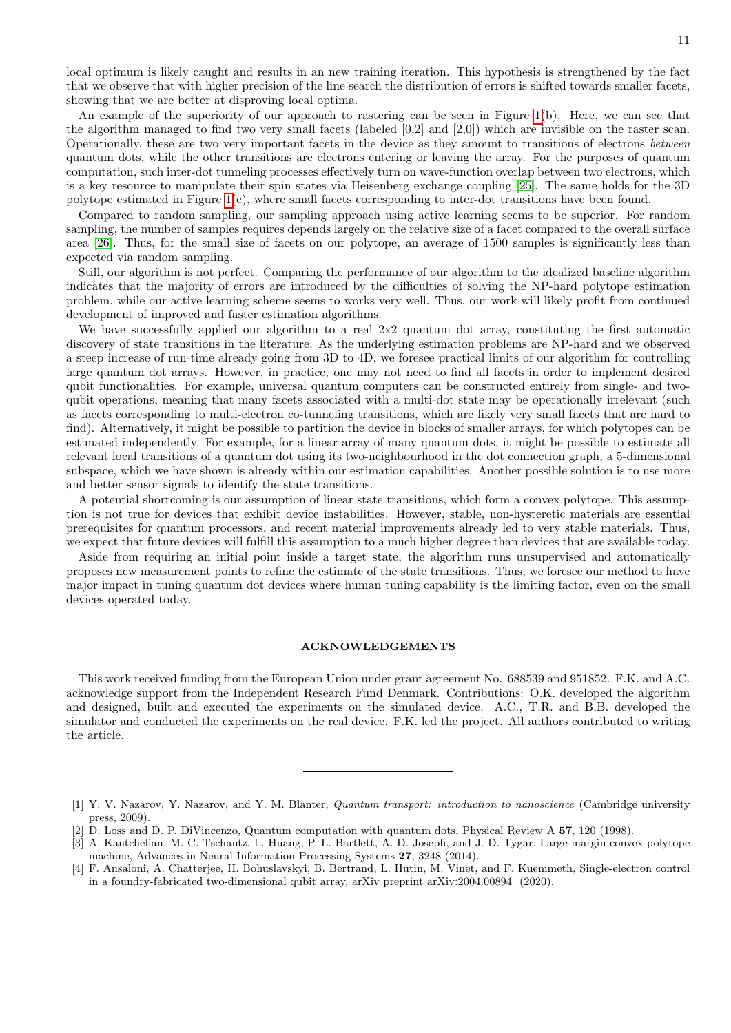local optimum is likely caught and results in an new training iteration. This hypothesis is strengthened by the fact that we observe that with higher precision of the line search the distribution of errors is shifted towards smaller facets, showing that we are better at disproving local optima.

An example of the superiority of our approach to rastering can be seen in Figure 1(b). Here, we can see that the algorithm managed to find two very small facets (labeled [0,2] and [2,0]) which are invisible on the raster scan. Operationally, these are two very important facets in the device as they amount to transitions of electrons *between* quantum dots, while the other transitions are electrons entering or leaving the array. For the purposes of quantum computation, such inter-dot tunneling processes effectively turn on wave-function overlap between two electrons, which is a key resource to manipulate their spin states via Heisenberg exchange coupling [25]. The same holds for the 3D polytope estimated in Figure 1(c), where small facets corresponding to inter-dot transitions have been found.

Compared to random sampling, our sampling approach using active learning seems to be superior. For random sampling, the number of samples requires depends largely on the relative size of a facet compared to the overall surface area [26]. Thus, for the small size of facets on our polytope, an average of 1500 samples is significantly less than expected via random sampling.

Still, our algorithm is not perfect. Comparing the performance of our algorithm to the idealized baseline algorithm indicates that the majority of errors are introduced by the difficulties of solving the NP-hard polytope estimation problem, while our active learning scheme seems to works very well. Thus, our work will likely profit from continued development of improved and faster estimation algorithms.

We have successfully applied our algorithm to a real 2x2 quantum dot array, constituting the first automatic discovery of state transitions in the literature. As the underlying estimation problems are NP-hard and we observed a steep increase of run-time already going from 3D to 4D, we foresee practical limits of our algorithm for controlling large quantum dot arrays. However, in practice, one may not need to find all facets in order to implement desired qubit functionalities. For example, universal quantum computers can be constructed entirely from single- and two-qubit operations, meaning that many facets associated with a multi-dot state may be operationally irrelevant (such as facets corresponding to multi-electron co-tunneling transitions, which are likely very small facets that are hard to find). Alternatively, it might be possible to partition the device in blocks of smaller arrays, for which polytopes can be estimated independently. For example, for a linear array of many quantum dots, it might be possible to estimate all relevant local transitions of a quantum dot using its two-neighbourhood in the dot connection graph, a 5-dimensional subspace, which we have shown is already within our estimation capabilities. Another possible solution is to use more and better sensor signals to identify the state transitions.

A potential shortcoming is our assumption of linear state transitions, which form a convex polytope. This assumption is not true for devices that exhibit device instabilities. However, stable, non-hysteretic materials are essential prerequisites for quantum processors, and recent material improvements already led to very stable materials. Thus, we expect that future devices will fulfill this assumption to a much higher degree than devices that are available today.

Aside from requiring an initial point inside a target state, the algorithm runs unsupervised and automatically proposes new measurement points to refine the estimate of the state transitions. Thus, we foresee our method to have major impact in tuning quantum dot devices where human tuning capability is the limiting factor, even on the small devices operated today.

## ACKNOWLEDGEMENTS

This work received funding from the European Union under grant agreement No. 688539 and 951852. F.K. and A.C. acknowledge support from the Independent Research Fund Denmark. Contributions: O.K. developed the algorithm and designed, built and executed the experiments on the simulated device. A.C., T.R. and B.B. developed the simulator and conducted the experiments on the real device. F.K. led the project. All authors contributed to writing the article.

---

[1] Y. V. Nazarov, Y. Nazarov, and Y. M. Blanter, *Quantum transport: introduction to nanoscience* (Cambridge university press, 2009).

[2] D. Loss and D. P. DiVincenzo, Quantum computation with quantum dots, Physical Review A **57**, 120 (1998).

[3] A. Kantchelian, M. C. Tschantz, L. Huang, P. L. Bartlett, A. D. Joseph, and J. D. Tygar, Large-margin convex polytope machine, Advances in Neural Information Processing Systems **27**, 3248 (2014).

[4] F. Ansaloni, A. Chatterjee, H. Bohuslavskyi, B. Bertrand, L. Hutin, M. Vinet, and F. Kuemmeth, Single-electron control in a foundry-fabricated two-dimensional qubit array, arXiv preprint arXiv:2004.00894 (2020).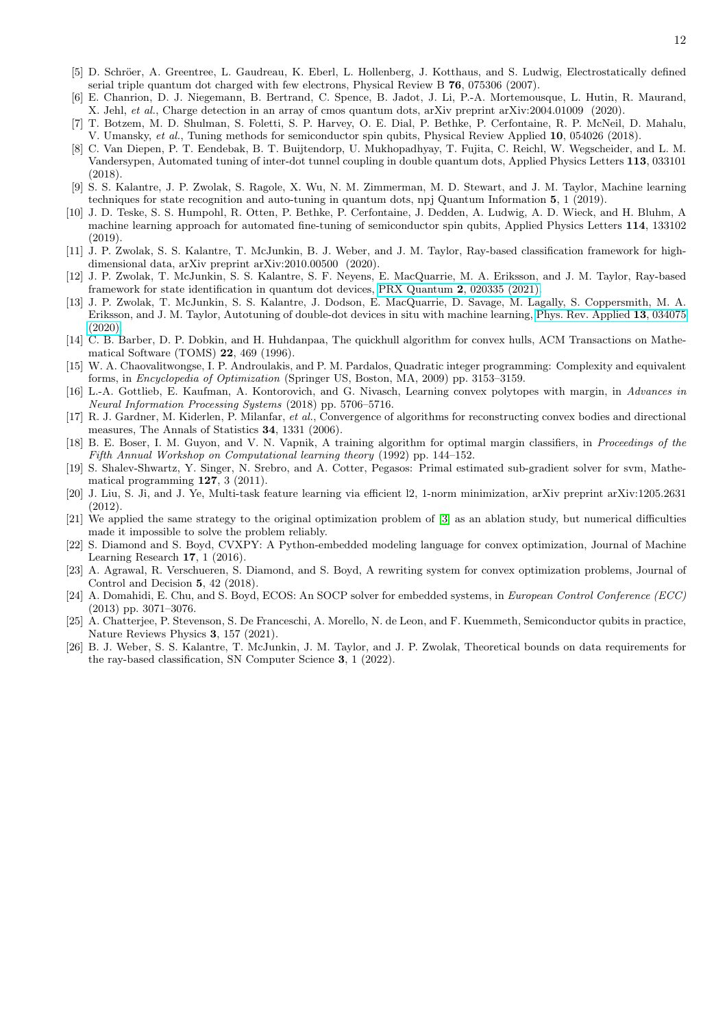[5] D. Schröer, A. Greentree, L. Gaudreau, K. Eberl, L. Hollenberg, J. Kotthaus, and S. Ludwig, Electrostatically defined serial triple quantum dot charged with few electrons, Physical Review B **76**, 075306 (2007).

[6] E. Chanrion, D. J. Niegemann, B. Bertrand, C. Spence, B. Jadot, J. Li, P.-A. Mortemousque, L. Hutin, R. Maurand, X. Jehl, *et al.*, Charge detection in an array of cmos quantum dots, arXiv preprint arXiv:2004.01009 (2020).

[7] T. Botzem, M. D. Shulman, S. Foletti, S. P. Harvey, O. E. Dial, P. Bethke, P. Cerfontaine, R. P. McNeil, D. Mahalu, V. Umansky, *et al.*, Tuning methods for semiconductor spin qubits, Physical Review Applied **10**, 054026 (2018).

[8] C. Van Diepen, P. T. Eendebak, B. T. Buijtendorp, U. Mukhopadhyay, T. Fujita, C. Reichl, W. Wegscheider, and L. M. Vandersypen, Automated tuning of inter-dot tunnel coupling in double quantum dots, Applied Physics Letters **113**, 033101 (2018).

[9] S. S. Kalantre, J. P. Zwolak, S. Ragole, X. Wu, N. M. Zimmerman, M. D. Stewart, and J. M. Taylor, Machine learning techniques for state recognition and auto-tuning in quantum dots, npj Quantum Information **5**, 1 (2019).

[10] J. D. Teske, S. S. Humpohl, R. Otten, P. Bethke, P. Cerfontaine, J. Dedden, A. Ludwig, A. D. Wieck, and H. Bluhm, A machine learning approach for automated fine-tuning of semiconductor spin qubits, Applied Physics Letters **114**, 133102 (2019).

[11] J. P. Zwolak, S. S. Kalantre, T. McJunkin, B. J. Weber, and J. M. Taylor, Ray-based classification framework for high-dimensional data, arXiv preprint arXiv:2010.00500 (2020).

[12] J. P. Zwolak, T. McJunkin, S. S. Kalantre, S. F. Neyens, E. MacQuarrie, M. A. Eriksson, and J. M. Taylor, Ray-based framework for state identification in quantum dot devices, PRX Quantum **2**, 020335 (2021).

[13] J. P. Zwolak, T. McJunkin, S. S. Kalantre, J. Dodson, E. MacQuarrie, D. Savage, M. Lagally, S. Coppersmith, M. A. Eriksson, and J. M. Taylor, Autotuning of double-dot devices in situ with machine learning, Phys. Rev. Applied **13**, 034075 (2020).

[14] C. B. Barber, D. P. Dobkin, and H. Huhdanpaa, The quickhull algorithm for convex hulls, ACM Transactions on Mathematical Software (TOMS) **22**, 469 (1996).

[15] W. A. Chaovalitwongse, I. P. Androulakis, and P. M. Pardalos, Quadratic integer programming: Complexity and equivalent forms, in *Encyclopedia of Optimization* (Springer US, Boston, MA, 2009) pp. 3153–3159.

[16] L.-A. Gottlieb, E. Kaufman, A. Kontorovich, and G. Nivasch, Learning convex polytopes with margin, in *Advances in Neural Information Processing Systems* (2018) pp. 5706–5716.

[17] R. J. Gardner, M. Kiderlen, P. Milanfar, *et al.*, Convergence of algorithms for reconstructing convex bodies and directional measures, The Annals of Statistics **34**, 1331 (2006).

[18] B. E. Boser, I. M. Guyon, and V. N. Vapnik, A training algorithm for optimal margin classifiers, in *Proceedings of the Fifth Annual Workshop on Computational learning theory* (1992) pp. 144–152.

[19] S. Shalev-Shwartz, Y. Singer, N. Srebro, and A. Cotter, Pegasos: Primal estimated sub-gradient solver for svm, Mathematical programming **127**, 3 (2011).

[20] J. Liu, S. Ji, and J. Ye, Multi-task feature learning via efficient l2, 1-norm minimization, arXiv preprint arXiv:1205.2631 (2012).

[21] We applied the same strategy to the original optimization problem of [3] as an ablation study, but numerical difficulties made it impossible to solve the problem reliably.

[22] S. Diamond and S. Boyd, CVXPY: A Python-embedded modeling language for convex optimization, Journal of Machine Learning Research **17**, 1 (2016).

[23] A. Agrawal, R. Verschueren, S. Diamond, and S. Boyd, A rewriting system for convex optimization problems, Journal of Control and Decision **5**, 42 (2018).

[24] A. Domahidi, E. Chu, and S. Boyd, ECOS: An SOCP solver for embedded systems, in *European Control Conference (ECC)* (2013) pp. 3071–3076.

[25] A. Chatterjee, P. Stevenson, S. De Franceschi, A. Morello, N. de Leon, and F. Kuemmeth, Semiconductor qubits in practice, Nature Reviews Physics **3**, 157 (2021).

[26] B. J. Weber, S. S. Kalantre, T. McJunkin, J. M. Taylor, and J. P. Zwolak, Theoretical bounds on data requirements for the ray-based classification, SN Computer Science **3**, 1 (2022).